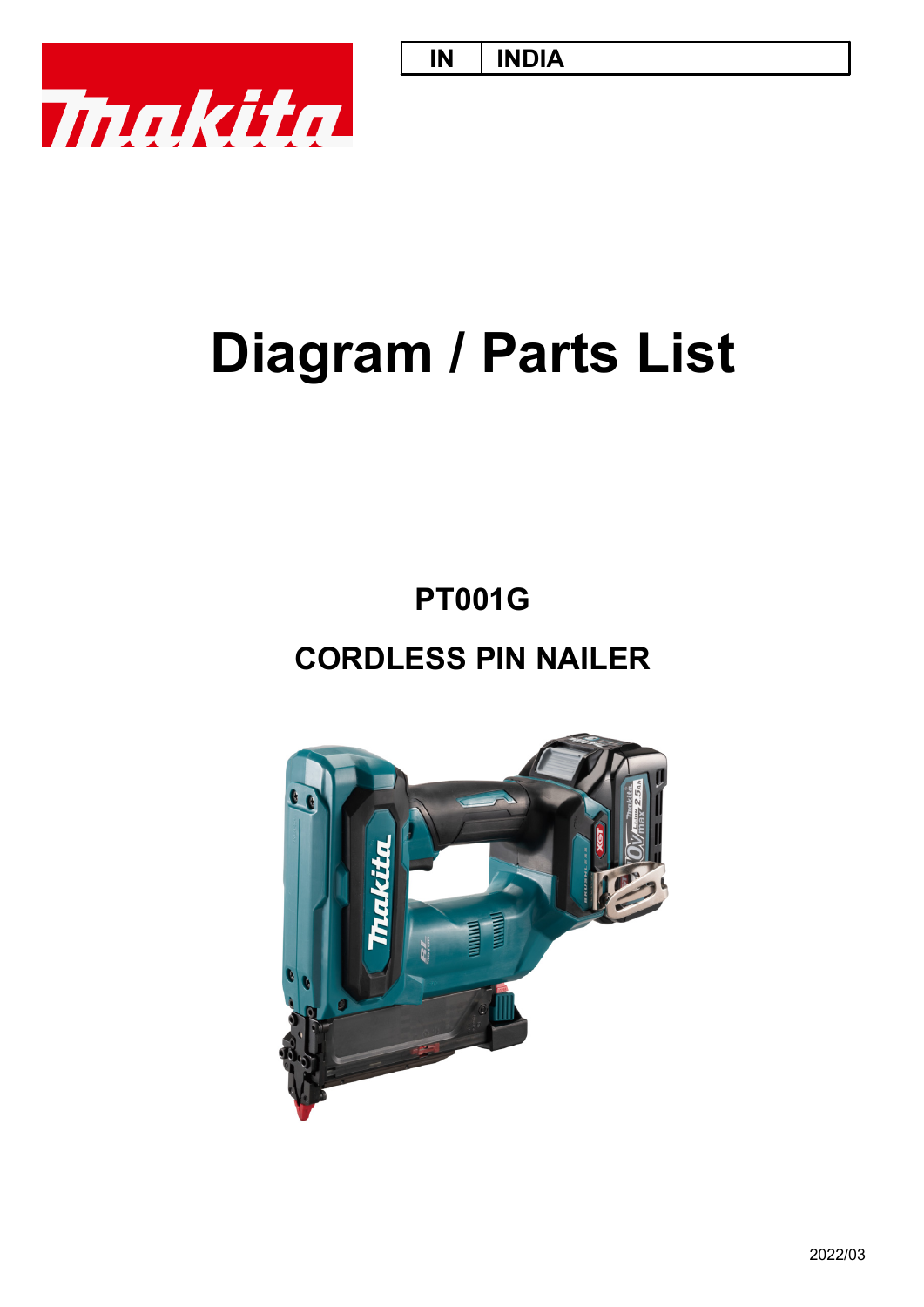| IN | INDIA |
|---|---|

# Diagram / Parts List

## PT001G

## CORDLESS PIN NAILER

2022/03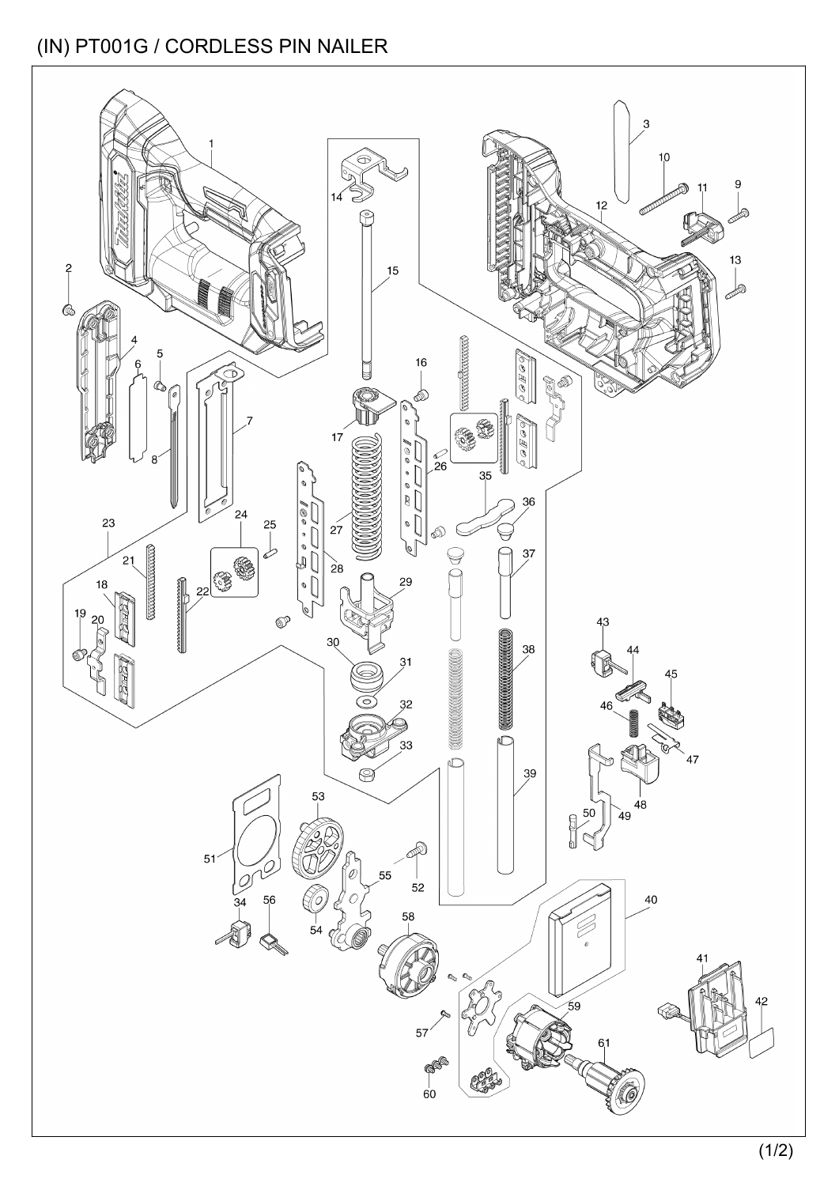# (IN) PT001G / CORDLESS PIN NAILER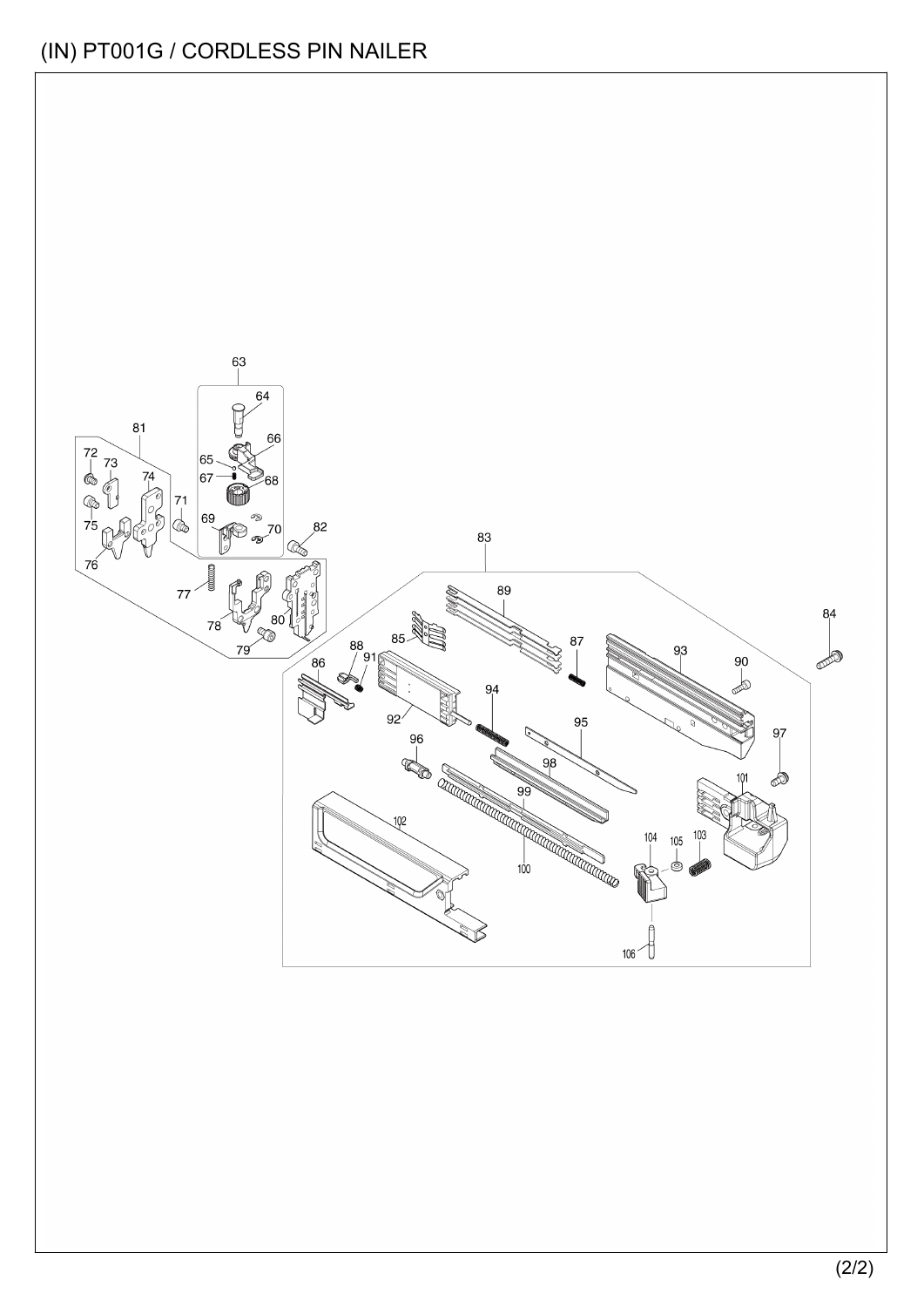# (IN) PT001G / CORDLESS PIN NAILER

63
64
81
66
72
73
65
74
67
68
71
75
69
70
82
76
83
77
89
84
78
80
85
87
93
79
88
91
86
90
94
92
95
97
96
98
101
99
102
104
105
103
100
106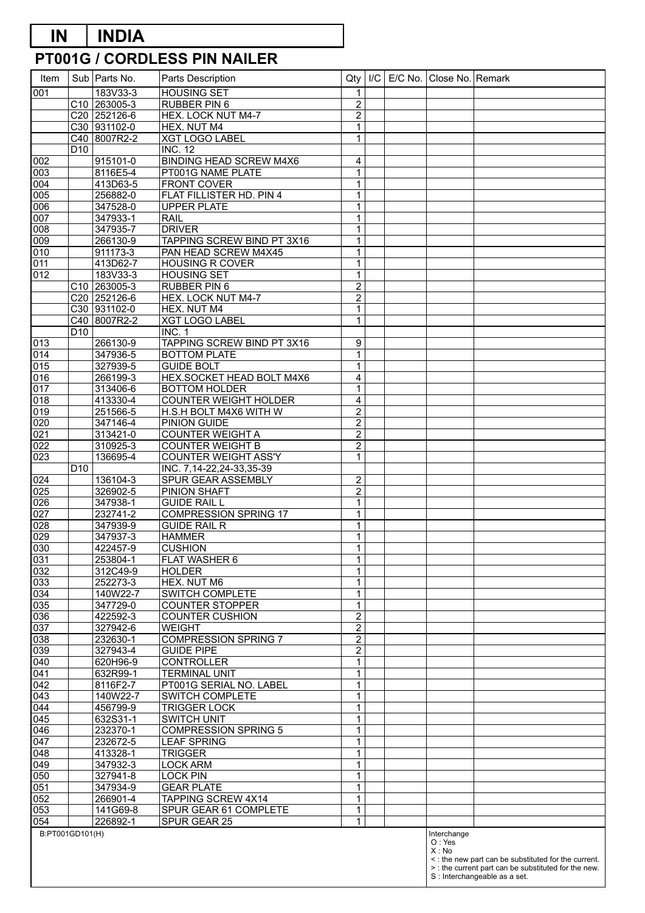# IN | INDIA

## PT001G / CORDLESS PIN NAILER

| Item | Sub | Parts No. | Parts Description | Qty | I/C | E/C No. | Close No. | Remark |
|---|---|---|---|---|---|---|---|---|
| 001 | | 183V33-3 | HOUSING SET | 1 | | | | |
| | C10 | 263005-3 | RUBBER PIN 6 | 2 | | | | |
| | C20 | 252126-6 | HEX. LOCK NUT M4-7 | 2 | | | | |
| | C30 | 931102-0 | HEX. NUT M4 | 1 | | | | |
| | C40 | 8007R2-2 | XGT LOGO LABEL | 1 | | | | |
| | D10 | | INC. 12 | | | | | |
| 002 | | 915101-0 | BINDING HEAD SCREW M4X6 | 4 | | | | |
| 003 | | 8116E5-4 | PT001G NAME PLATE | 1 | | | | |
| 004 | | 413D63-5 | FRONT COVER | 1 | | | | |
| 005 | | 256882-0 | FLAT FILLISTER HD. PIN 4 | 1 | | | | |
| 006 | | 347528-0 | UPPER PLATE | 1 | | | | |
| 007 | | 347933-1 | RAIL | 1 | | | | |
| 008 | | 347935-7 | DRIVER | 1 | | | | |
| 009 | | 266130-9 | TAPPING SCREW BIND PT 3X16 | 1 | | | | |
| 010 | | 911173-3 | PAN HEAD SCREW M4X45 | 1 | | | | |
| 011 | | 413D62-7 | HOUSING R COVER | 1 | | | | |
| 012 | | 183V33-3 | HOUSING SET | 1 | | | | |
| | C10 | 263005-3 | RUBBER PIN 6 | 2 | | | | |
| | C20 | 252126-6 | HEX. LOCK NUT M4-7 | 2 | | | | |
| | C30 | 931102-0 | HEX. NUT M4 | 1 | | | | |
| | C40 | 8007R2-2 | XGT LOGO LABEL | 1 | | | | |
| | D10 | | INC. 1 | | | | | |
| 013 | | 266130-9 | TAPPING SCREW BIND PT 3X16 | 9 | | | | |
| 014 | | 347936-5 | BOTTOM PLATE | 1 | | | | |
| 015 | | 327939-5 | GUIDE BOLT | 1 | | | | |
| 016 | | 266199-3 | HEX.SOCKET HEAD BOLT M4X6 | 4 | | | | |
| 017 | | 313406-6 | BOTTOM HOLDER | 1 | | | | |
| 018 | | 413330-4 | COUNTER WEIGHT HOLDER | 4 | | | | |
| 019 | | 251566-5 | H.S.H BOLT M4X6 WITH W | 2 | | | | |
| 020 | | 347146-4 | PINION GUIDE | 2 | | | | |
| 021 | | 313421-0 | COUNTER WEIGHT A | 2 | | | | |
| 022 | | 310925-3 | COUNTER WEIGHT B | 2 | | | | |
| 023 | | 136695-4 | COUNTER WEIGHT ASS'Y | 1 | | | | |
| | D10 | | INC. 7,14-22,24-33,35-39 | | | | | |
| 024 | | 136104-3 | SPUR GEAR ASSEMBLY | 2 | | | | |
| 025 | | 326902-5 | PINION SHAFT | 2 | | | | |
| 026 | | 347938-1 | GUIDE RAIL L | 1 | | | | |
| 027 | | 232741-2 | COMPRESSION SPRING 17 | 1 | | | | |
| 028 | | 347939-9 | GUIDE RAIL R | 1 | | | | |
| 029 | | 347937-3 | HAMMER | 1 | | | | |
| 030 | | 422457-9 | CUSHION | 1 | | | | |
| 031 | | 253804-1 | FLAT WASHER 6 | 1 | | | | |
| 032 | | 312C49-9 | HOLDER | 1 | | | | |
| 033 | | 252273-3 | HEX. NUT M6 | 1 | | | | |
| 034 | | 140W22-7 | SWITCH COMPLETE | 1 | | | | |
| 035 | | 347729-0 | COUNTER STOPPER | 1 | | | | |
| 036 | | 422592-3 | COUNTER CUSHION | 2 | | | | |
| 037 | | 327942-6 | WEIGHT | 2 | | | | |
| 038 | | 232630-1 | COMPRESSION SPRING 7 | 2 | | | | |
| 039 | | 327943-4 | GUIDE PIPE | 2 | | | | |
| 040 | | 620H96-9 | CONTROLLER | 1 | | | | |
| 041 | | 632R99-1 | TERMINAL UNIT | 1 | | | | |
| 042 | | 8116F2-7 | PT001G SERIAL NO. LABEL | 1 | | | | |
| 043 | | 140W22-7 | SWITCH COMPLETE | 1 | | | | |
| 044 | | 456799-9 | TRIGGER LOCK | 1 | | | | |
| 045 | | 632S31-1 | SWITCH UNIT | 1 | | | | |
| 046 | | 232370-1 | COMPRESSION SPRING 5 | 1 | | | | |
| 047 | | 232672-5 | LEAF SPRING | 1 | | | | |
| 048 | | 413328-1 | TRIGGER | 1 | | | | |
| 049 | | 347932-3 | LOCK ARM | 1 | | | | |
| 050 | | 327941-8 | LOCK PIN | 1 | | | | |
| 051 | | 347934-9 | GEAR PLATE | 1 | | | | |
| 052 | | 266901-4 | TAPPING SCREW 4X14 | 1 | | | | |
| 053 | | 141G69-8 | SPUR GEAR 61 COMPLETE | 1 | | | | |
| 054 | | 226892-1 | SPUR GEAR 25 | 1 | | | | |

B:PT001GD101(H)

Interchange
O : Yes
X : No
< : the new part can be substituted for the current.
> : the current part can be substituted for the new.
S : Interchangeable as a set.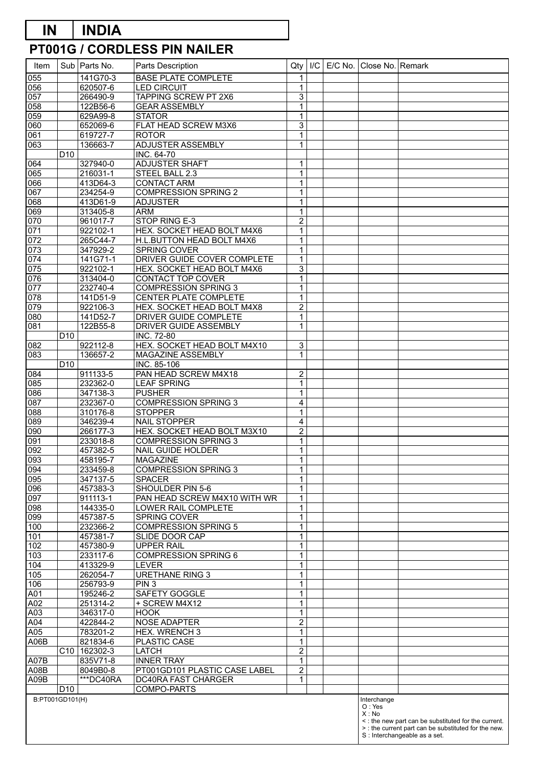# IN | INDIA

## PT001G / CORDLESS PIN NAILER

| Item | Sub | Parts No. | Parts Description | Qty | I/C | E/C No. | Close No. | Remark |
|---|---|---|---|---|---|---|---|---|
| 055 | | 141G70-3 | BASE PLATE COMPLETE | 1 | | | | |
| 056 | | 620507-6 | LED CIRCUIT | 1 | | | | |
| 057 | | 266490-9 | TAPPING SCREW PT 2X6 | 3 | | | | |
| 058 | | 122B56-6 | GEAR ASSEMBLY | 1 | | | | |
| 059 | | 629A99-8 | STATOR | 1 | | | | |
| 060 | | 652069-6 | FLAT HEAD SCREW M3X6 | 3 | | | | |
| 061 | | 619727-7 | ROTOR | 1 | | | | |
| 063 | | 136663-7 | ADJUSTER ASSEMBLY | 1 | | | | |
| | D10 | | INC. 64-70 | | | | | |
| 064 | | 327940-0 | ADJUSTER SHAFT | 1 | | | | |
| 065 | | 216031-1 | STEEL BALL 2.3 | 1 | | | | |
| 066 | | 413D64-3 | CONTACT ARM | 1 | | | | |
| 067 | | 234254-9 | COMPRESSION SPRING 2 | 1 | | | | |
| 068 | | 413D61-9 | ADJUSTER | 1 | | | | |
| 069 | | 313405-8 | ARM | 1 | | | | |
| 070 | | 961017-7 | STOP RING E-3 | 2 | | | | |
| 071 | | 922102-1 | HEX. SOCKET HEAD BOLT M4X6 | 1 | | | | |
| 072 | | 265C44-7 | H.L.BUTTON HEAD BOLT M4X6 | 1 | | | | |
| 073 | | 347929-2 | SPRING COVER | 1 | | | | |
| 074 | | 141G71-1 | DRIVER GUIDE COVER COMPLETE | 1 | | | | |
| 075 | | 922102-1 | HEX. SOCKET HEAD BOLT M4X6 | 3 | | | | |
| 076 | | 313404-0 | CONTACT TOP COVER | 1 | | | | |
| 077 | | 232740-4 | COMPRESSION SPRING 3 | 1 | | | | |
| 078 | | 141D51-9 | CENTER PLATE COMPLETE | 1 | | | | |
| 079 | | 922106-3 | HEX. SOCKET HEAD BOLT M4X8 | 2 | | | | |
| 080 | | 141D52-7 | DRIVER GUIDE COMPLETE | 1 | | | | |
| 081 | | 122B55-8 | DRIVER GUIDE ASSEMBLY | 1 | | | | |
| | D10 | | INC. 72-80 | | | | | |
| 082 | | 922112-8 | HEX. SOCKET HEAD BOLT M4X10 | 3 | | | | |
| 083 | | 136657-2 | MAGAZINE ASSEMBLY | 1 | | | | |
| | D10 | | INC. 85-106 | | | | | |
| 084 | | 911133-5 | PAN HEAD SCREW M4X18 | 2 | | | | |
| 085 | | 232362-0 | LEAF SPRING | 1 | | | | |
| 086 | | 347138-3 | PUSHER | 1 | | | | |
| 087 | | 232367-0 | COMPRESSION SPRING 3 | 4 | | | | |
| 088 | | 310176-8 | STOPPER | 1 | | | | |
| 089 | | 346239-4 | NAIL STOPPER | 4 | | | | |
| 090 | | 266177-3 | HEX. SOCKET HEAD BOLT M3X10 | 2 | | | | |
| 091 | | 233018-8 | COMPRESSION SPRING 3 | 1 | | | | |
| 092 | | 457382-5 | NAIL GUIDE HOLDER | 1 | | | | |
| 093 | | 458195-7 | MAGAZINE | 1 | | | | |
| 094 | | 233459-8 | COMPRESSION SPRING 3 | 1 | | | | |
| 095 | | 347137-5 | SPACER | 1 | | | | |
| 096 | | 457383-3 | SHOULDER PIN 5-6 | 1 | | | | |
| 097 | | 911113-1 | PAN HEAD SCREW M4X10 WITH WR | 1 | | | | |
| 098 | | 144335-0 | LOWER RAIL COMPLETE | 1 | | | | |
| 099 | | 457387-5 | SPRING COVER | 1 | | | | |
| 100 | | 232366-2 | COMPRESSION SPRING 5 | 1 | | | | |
| 101 | | 457381-7 | SLIDE DOOR CAP | 1 | | | | |
| 102 | | 457380-9 | UPPER RAIL | 1 | | | | |
| 103 | | 233117-6 | COMPRESSION SPRING 6 | 1 | | | | |
| 104 | | 413329-9 | LEVER | 1 | | | | |
| 105 | | 262054-7 | URETHANE RING 3 | 1 | | | | |
| 106 | | 256793-9 | PIN 3 | 1 | | | | |
| A01 | | 195246-2 | SAFETY GOGGLE | 1 | | | | |
| A02 | | 251314-2 | + SCREW M4X12 | 1 | | | | |
| A03 | | 346317-0 | HOOK | 1 | | | | |
| A04 | | 422844-2 | NOSE ADAPTER | 2 | | | | |
| A05 | | 783201-2 | HEX. WRENCH 3 | 1 | | | | |
| A06B | | 821834-6 | PLASTIC CASE | 1 | | | | |
| | C10 | 162302-3 | LATCH | 2 | | | | |
| A07B | | 835V71-8 | INNER TRAY | 1 | | | | |
| A08B | | 8049B0-8 | PT001GD101 PLASTIC CASE LABEL | 2 | | | | |
| A09B | | ***DC40RA | DC40RA FAST CHARGER | 1 | | | | |
| | D10 | | COMPO-PARTS | | | | | |

B:PT001GD101(H)

Interchange
O : Yes
X : No
< : the new part can be substituted for the current.
> : the current part can be substituted for the new.
S : Interchangeable as a set.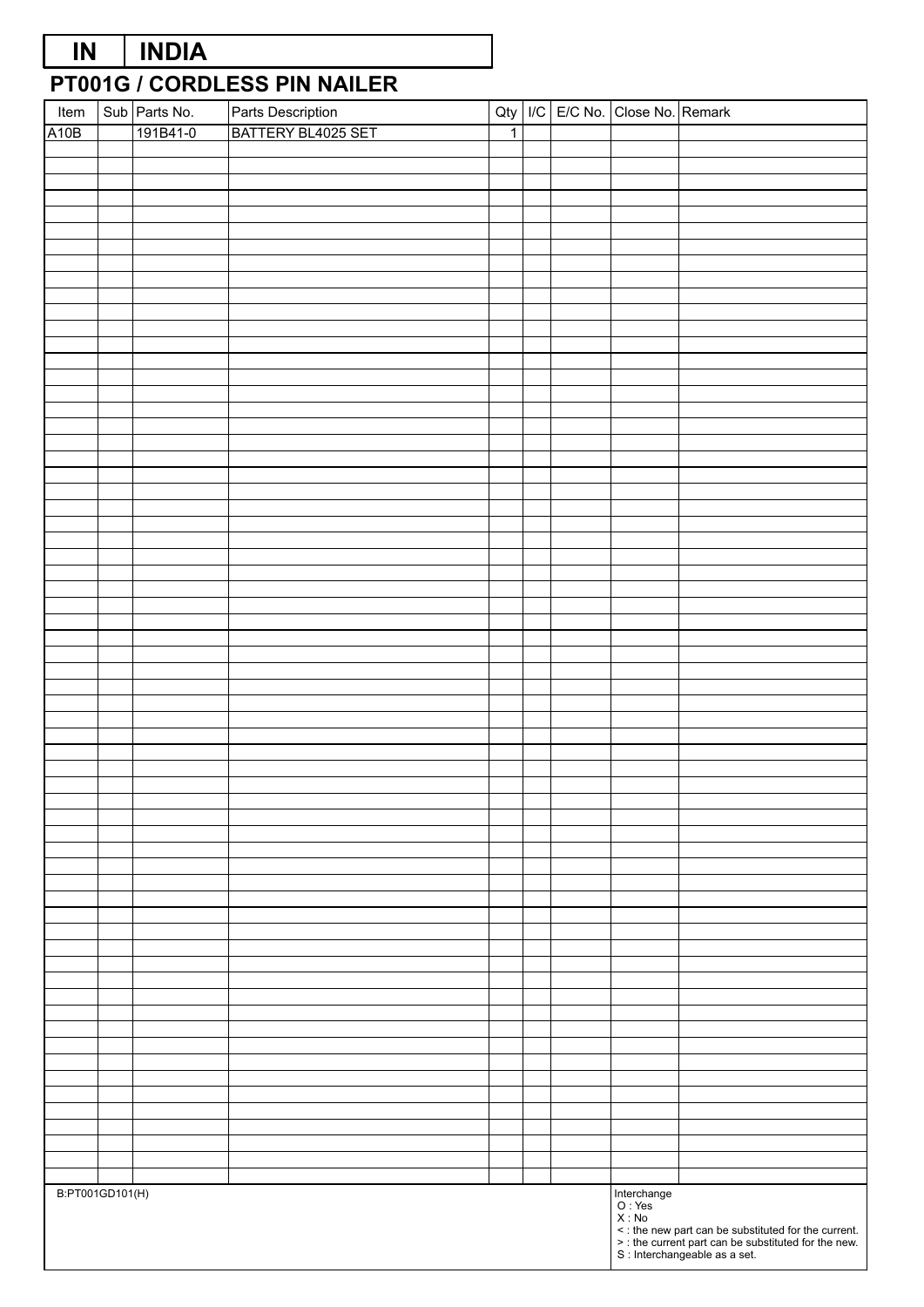# IN INDIA

## PT001G / CORDLESS PIN NAILER

| Item | Sub | Parts No. | Parts Description | Qty | I/C | E/C No. | Close No. | Remark |
|---|---|---|---|---|---|---|---|---|
| A10B | | 191B41-0 | BATTERY BL4025 SET | 1 | | | | |

B:PT001GD101(H)

Interchange
O : Yes
X : No
< : the new part can be substituted for the current.
> : the current part can be substituted for the new.
S : Interchangeable as a set.